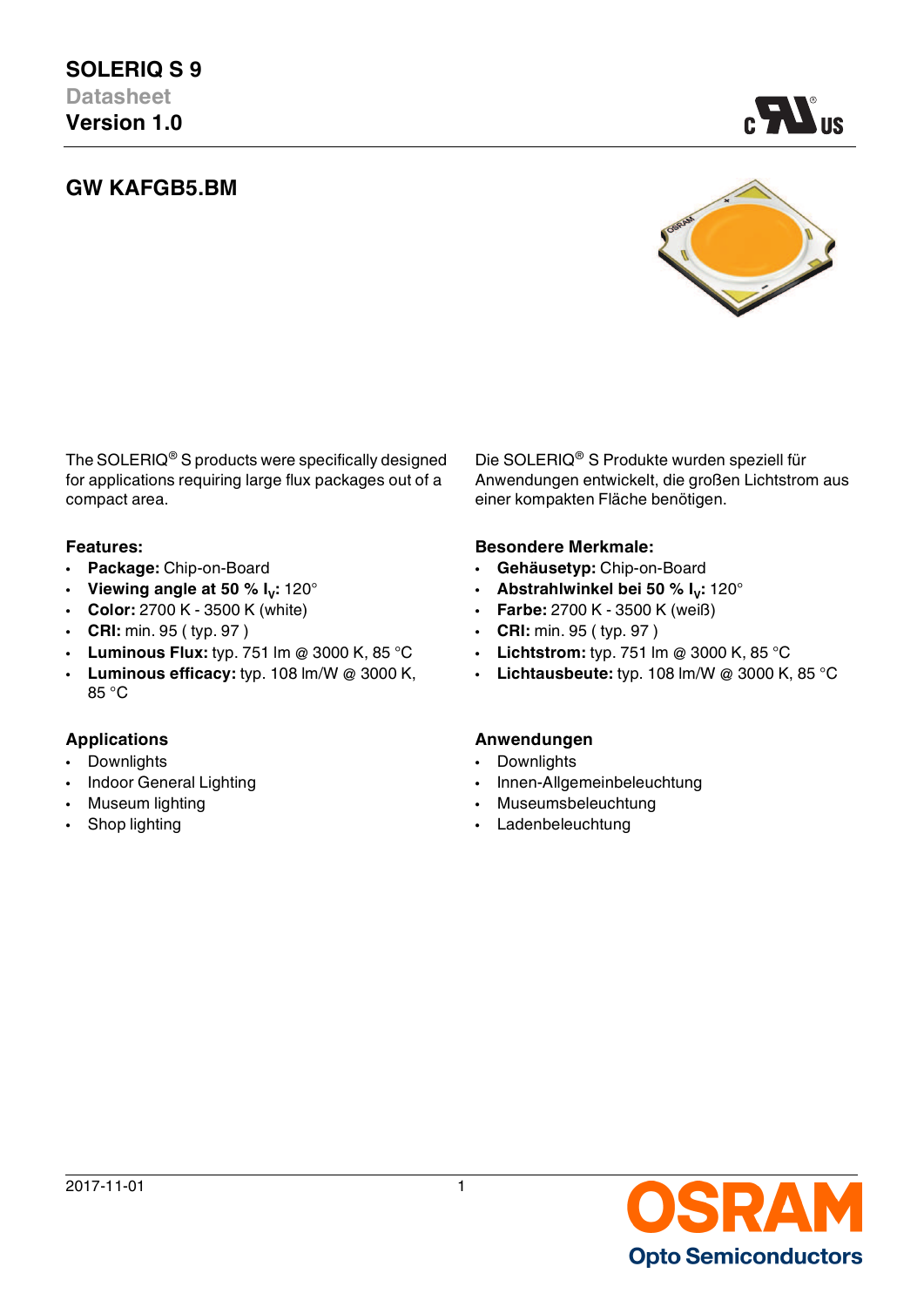# SOLERIQ S 9

Datasheet

**Version 1.0**

## GW KAFGB5.BM

The SOLERIQ® S products were specifically designed for applications requiring large flux packages out of a compact area.

Die SOLERIQ® S Produkte wurden speziell für Anwendungen entwickelt, die großen Lichtstrom aus einer kompakten Fläche benötigen.

### Features:

- **Package:** Chip-on-Board
- **Viewing angle at 50 % $I_V$:** 120°
- **Color:** 2700 K - 3500 K (white)
- **CRI:** min. 95 ( typ. 97 )
- **Luminous Flux:** typ. 751 lm @ 3000 K, 85 °C
- **Luminous efficacy:** typ. 108 lm/W @ 3000 K, 85 °C

### Besondere Merkmale:

- **Gehäusetyp:** Chip-on-Board
- **Abstrahlwinkel bei 50 % $I_V$:** 120°
- **Farbe:** 2700 K - 3500 K (weiß)
- **CRI:** min. 95 ( typ. 97 )
- **Lichtstrom:** typ. 751 lm @ 3000 K, 85 °C
- **Lichtausbeute:** typ. 108 lm/W @ 3000 K, 85 °C

### Applications

- Downlights
- Indoor General Lighting
- Museum lighting
- Shop lighting

### Anwendungen

- Downlights
- Innen-Allgemeinbeleuchtung
- Museumsbeleuchtung
- Ladenbeleuchtung

2017-11-01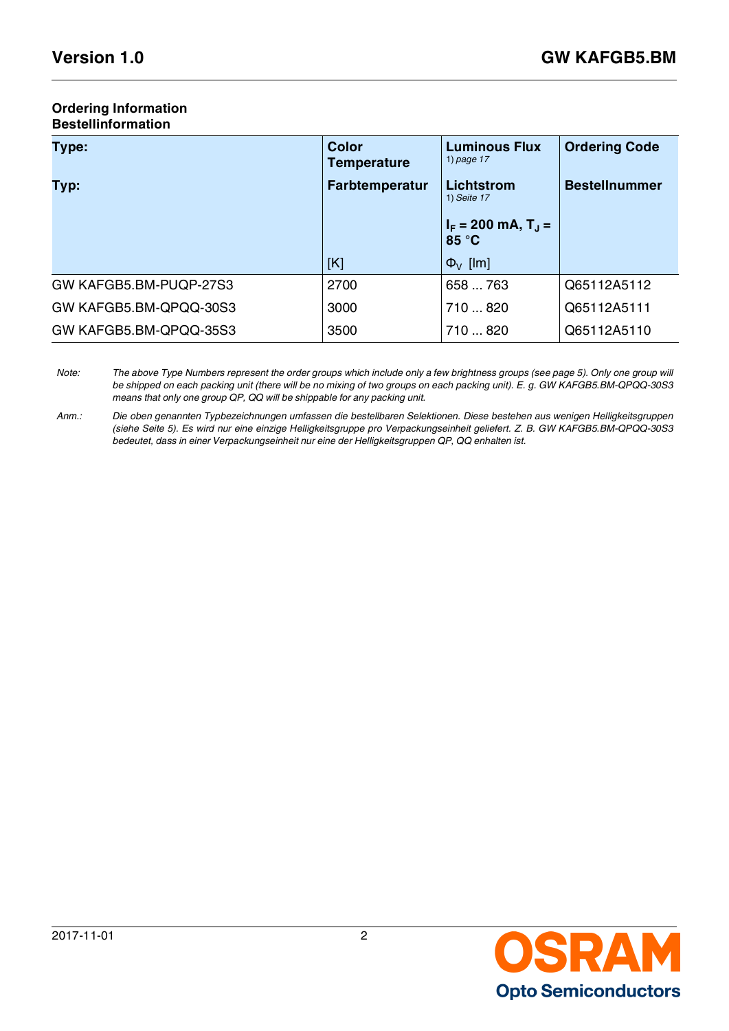**Ordering Information**
**Bestellinformation**

| Type:<br><br>Typ: | Color Temperature<br><br>Farbtemperatur<br><br>[K] | Luminous Flux 1) page 17<br><br>Lichtstrom 1) Seite 17<br><br>$I_F$ = 200 mA, $T_J$ = 85 °C<br><br>$\Phi_V$ [lm] | Ordering Code<br><br>Bestellnummer |
|---|---|---|---|
| GW KAFGB5.BM-PUQP-27S3 | 2700 | 658 ... 763 | Q65112A5112 |
| GW KAFGB5.BM-QPQQ-30S3 | 3000 | 710 ... 820 | Q65112A5111 |
| GW KAFGB5.BM-QPQQ-35S3 | 3500 | 710 ... 820 | Q65112A5110 |

*Note:* *The above Type Numbers represent the order groups which include only a few brightness groups (see page 5). Only one group will be shipped on each packing unit (there will be no mixing of two groups on each packing unit). E. g. GW KAFGB5.BM-QPQQ-30S3 means that only one group QP, QQ will be shippable for any packing unit.*

*Anm.:* *Die oben genannten Typbezeichnungen umfassen die bestellbaren Selektionen. Diese bestehen aus wenigen Helligkeitsgruppen (siehe Seite 5). Es wird nur eine einzige Helligkeitsgruppe pro Verpackungseinheit geliefert. Z. B. GW KAFGB5.BM-QPQQ-30S3 bedeutet, dass in einer Verpackungseinheit nur eine der Helligkeitsgruppen QP, QQ enhalten ist.*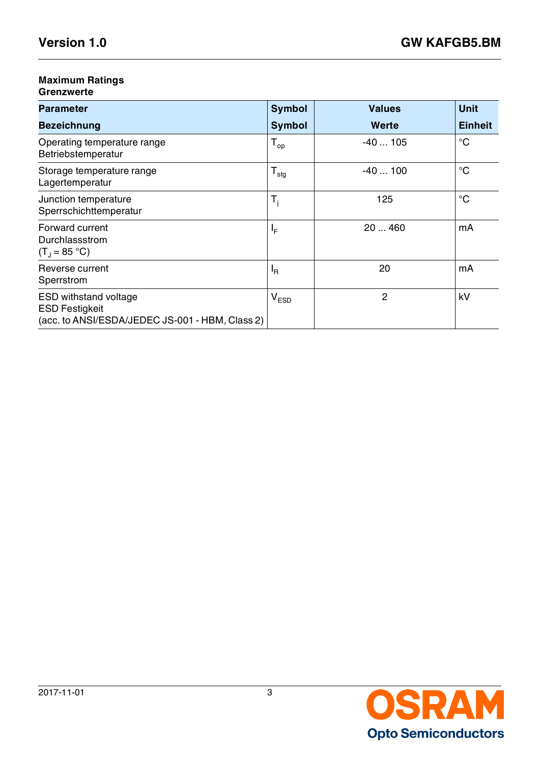**Maximum Ratings**
**Grenzwerte**

| **Parameter** <br> **Bezeichnung** | **Symbol** <br> **Symbol** | **Values** <br> **Werte** | **Unit** <br> **Einheit** |
|---|---|---|---|
| Operating temperature range <br> Betriebstemperatur | $T_{op}$ | -40 ... 105 | °C |
| Storage temperature range <br> Lagertemperatur | $T_{stg}$ | -40 ... 100 | °C |
| Junction temperature <br> Sperrschichttemperatur | $T_j$ | 125 | °C |
| Forward current <br> Durchlassstrom <br> ($T_J$ = 85 °C) | $I_F$ | 20 ... 460 | mA |
| Reverse current <br> Sperrstrom | $I_R$ | 20 | mA |
| ESD withstand voltage <br> ESD Festigkeit <br> (acc. to ANSI/ESDA/JEDEC JS-001 - HBM, Class 2) | $V_{ESD}$ | 2 | kV |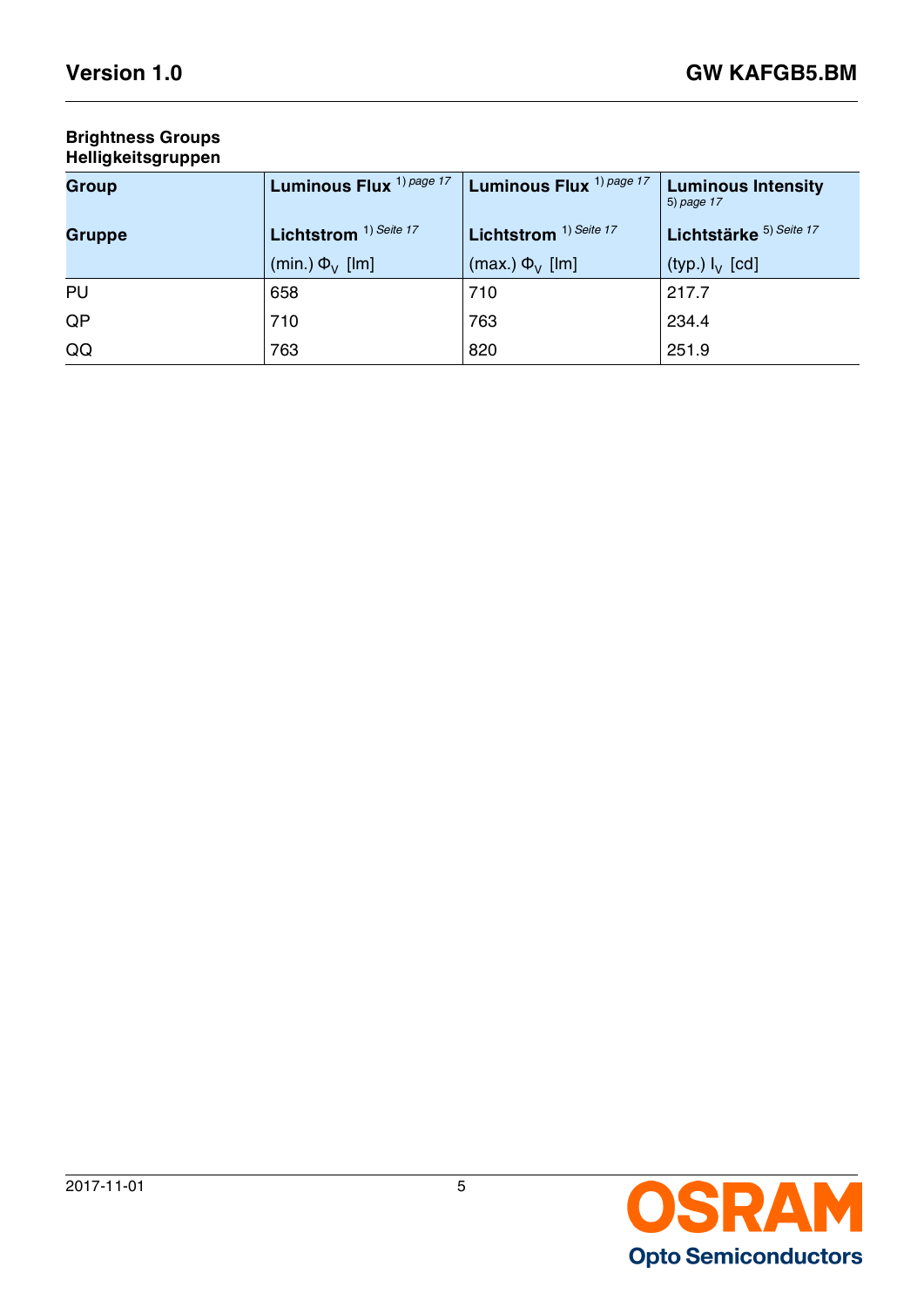## Brightness Groups
## Helligkeitsgruppen

| Group<br><br>Gruppe | Luminous Flux [1) page 17]<br><br>Lichtstrom [1) Seite 17]<br>(min.) $\Phi_V$ [lm] | Luminous Flux [1) page 17]<br><br>Lichtstrom [1) Seite 17]<br>(max.) $\Phi_V$ [lm] | Luminous Intensity [5) page 17]<br><br>Lichtstärke [5) Seite 17]<br>(typ.) $I_V$ [cd] |
|---|---|---|---|
| PU | 658 | 710 | 217.7 |
| QP | 710 | 763 | 234.4 |
| QQ | 763 | 820 | 251.9 |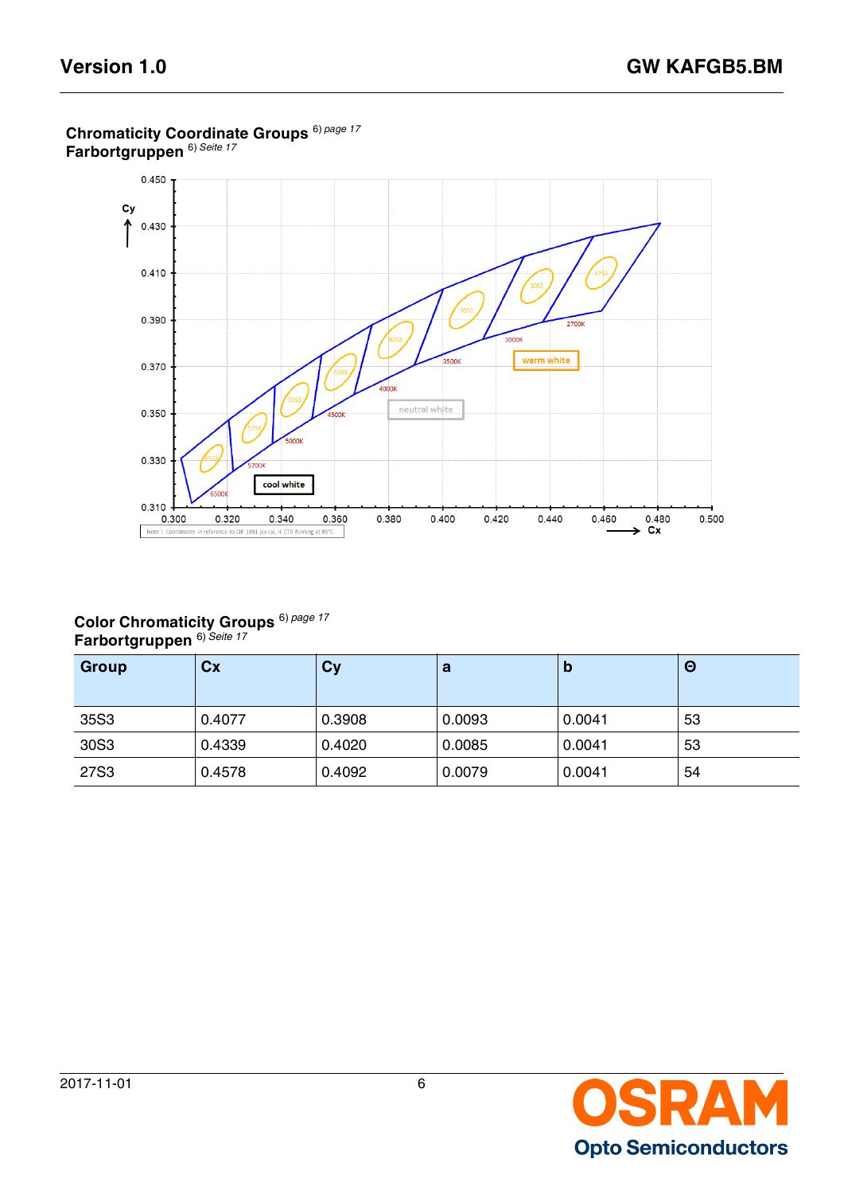**Chromaticity Coordinate Groups** [6] *page 17*
**Farbortgruppen** [6] *Seite 17*

**Color Chromaticity Groups** [6] *page 17*
**Farbortgruppen** [6] *Seite 17*

| Group | Cx | Cy | a | b | Θ |
|---|---|---|---|---|---|
| 35S3 | 0.4077 | 0.3908 | 0.0093 | 0.0041 | 53 |
| 30S3 | 0.4339 | 0.4020 | 0.0085 | 0.0041 | 53 |
| 27S3 | 0.4578 | 0.4092 | 0.0079 | 0.0041 | 54 |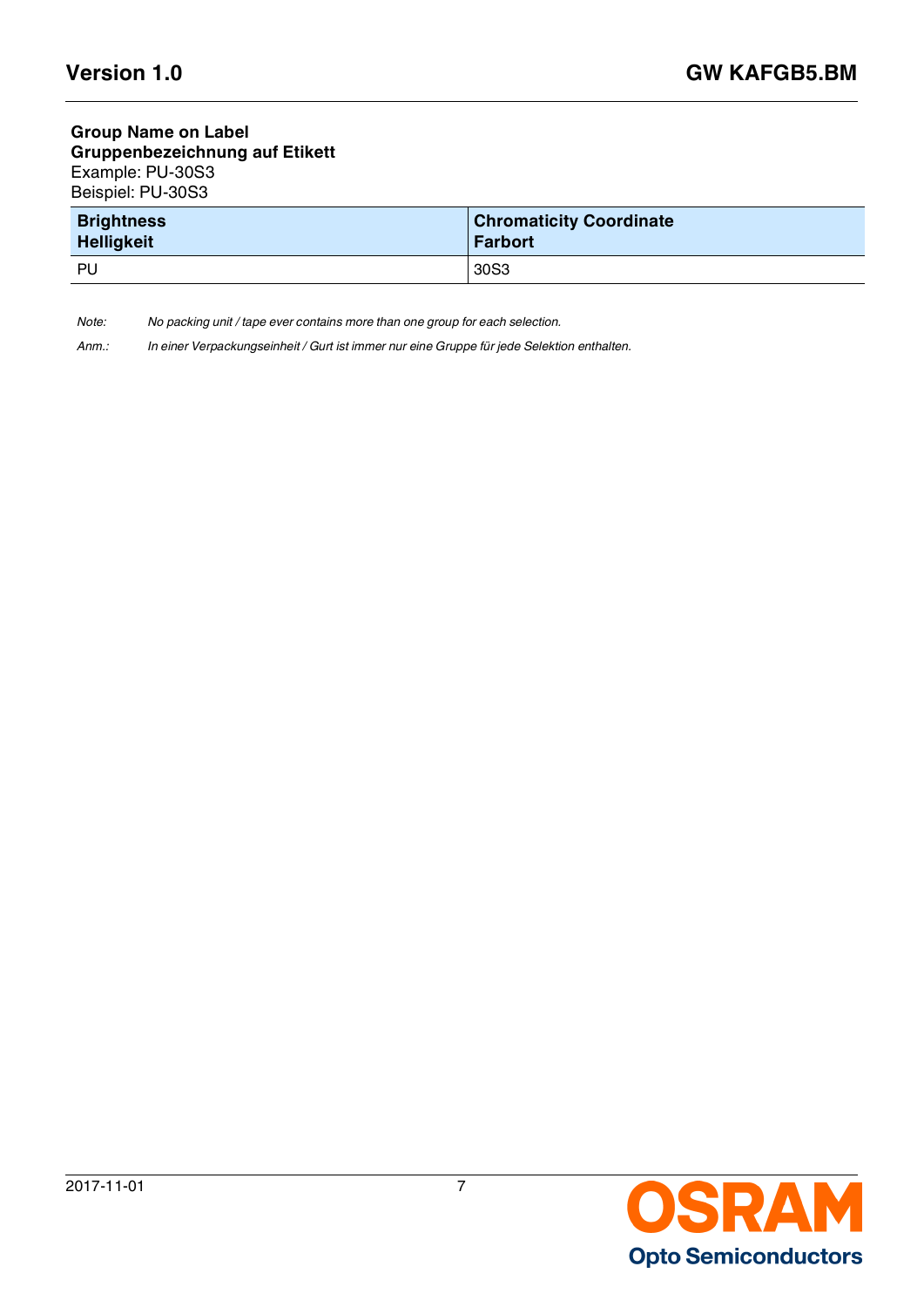**Group Name on Label**
**Gruppenbezeichnung auf Etikett**
Example: PU-30S3
Beispiel: PU-30S3

| **Brightness**<br>**Helligkeit** | **Chromaticity Coordinate**<br>**Farbort** |
|---|---|
| PU | 30S3 |

*Note: No packing unit / tape ever contains more than one group for each selection.*

*Anm.: In einer Verpackungseinheit / Gurt ist immer nur eine Gruppe für jede Selektion enthalten.*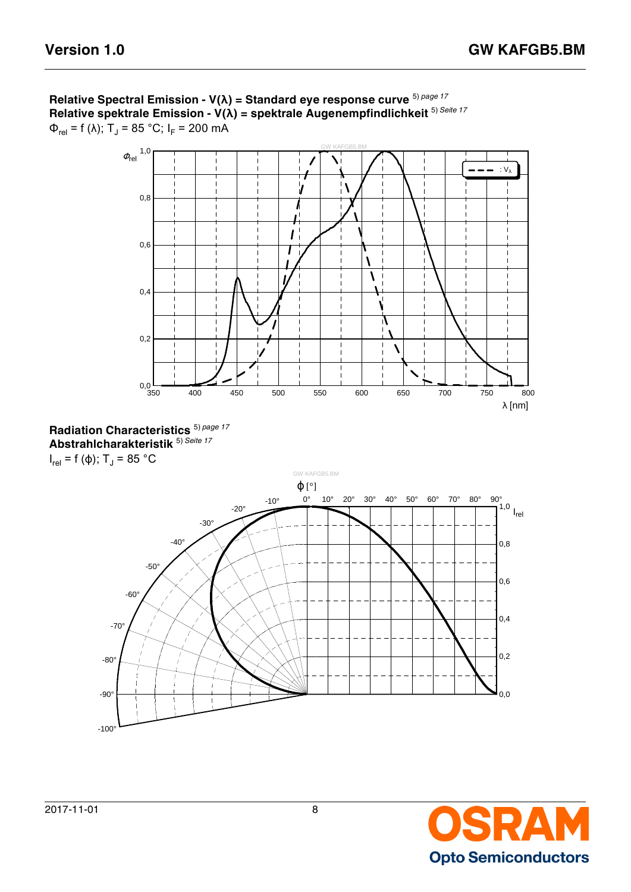**Relative Spectral Emission - V(λ) = Standard eye response curve** [5)] *page 17*
**Relative spektrale Emission - V(λ) = spektrale Augenempfindlichkeit** [5)] *Seite 17*

$\Phi_{rel} = f(\lambda)$; $T_J = 85\ °C$; $I_F = 200\ mA$

**Radiation Characteristics** [5)] *page 17*
**Abstrahlcharakteristik** [5)] *Seite 17*

$I_{rel} = f(\phi)$; $T_J = 85\ °C$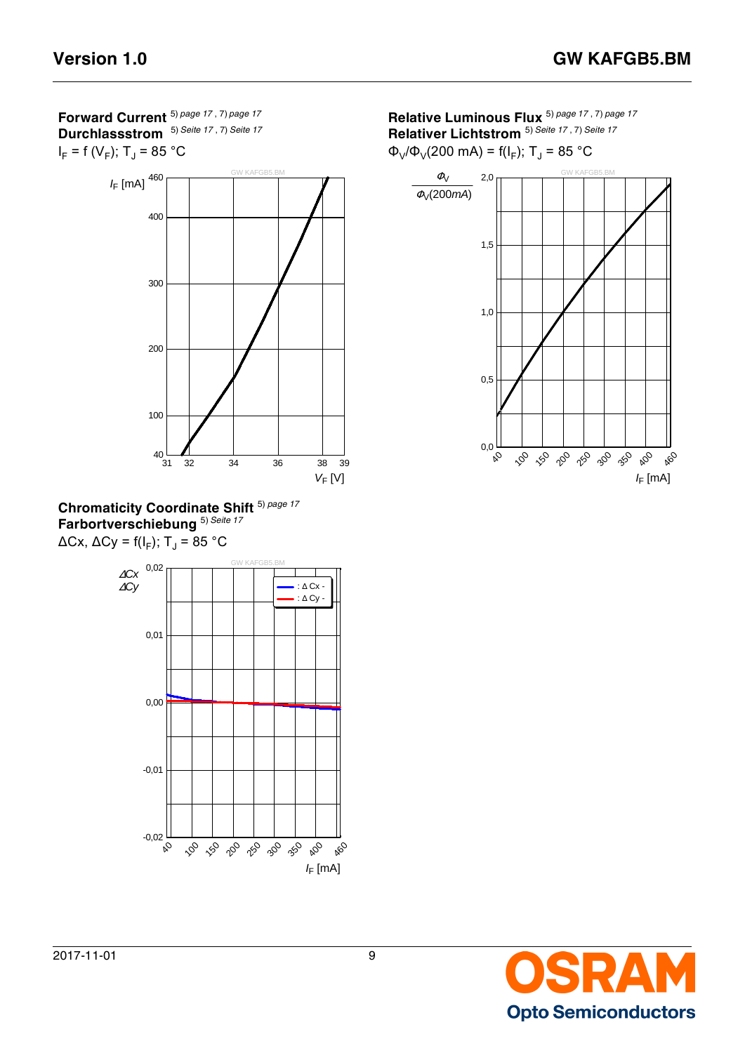**Forward Current** 5) page 17 , 7) page 17
**Durchlassstrom** 5) Seite 17 , 7) Seite 17

$I_F = f(V_F)$; $T_J = 85$ °C

**Relative Luminous Flux** 5) page 17 , 7) page 17
**Relativer Lichtstrom** 5) Seite 17 , 7) Seite 17

$\Phi_V/\Phi_V(200\text{ mA}) = f(I_F)$; $T_J = 85$ °C

**Chromaticity Coordinate Shift** 5) page 17
**Farbortverschiebung** 5) Seite 17

$\Delta Cx$, $\Delta Cy = f(I_F)$; $T_J = 85$ °C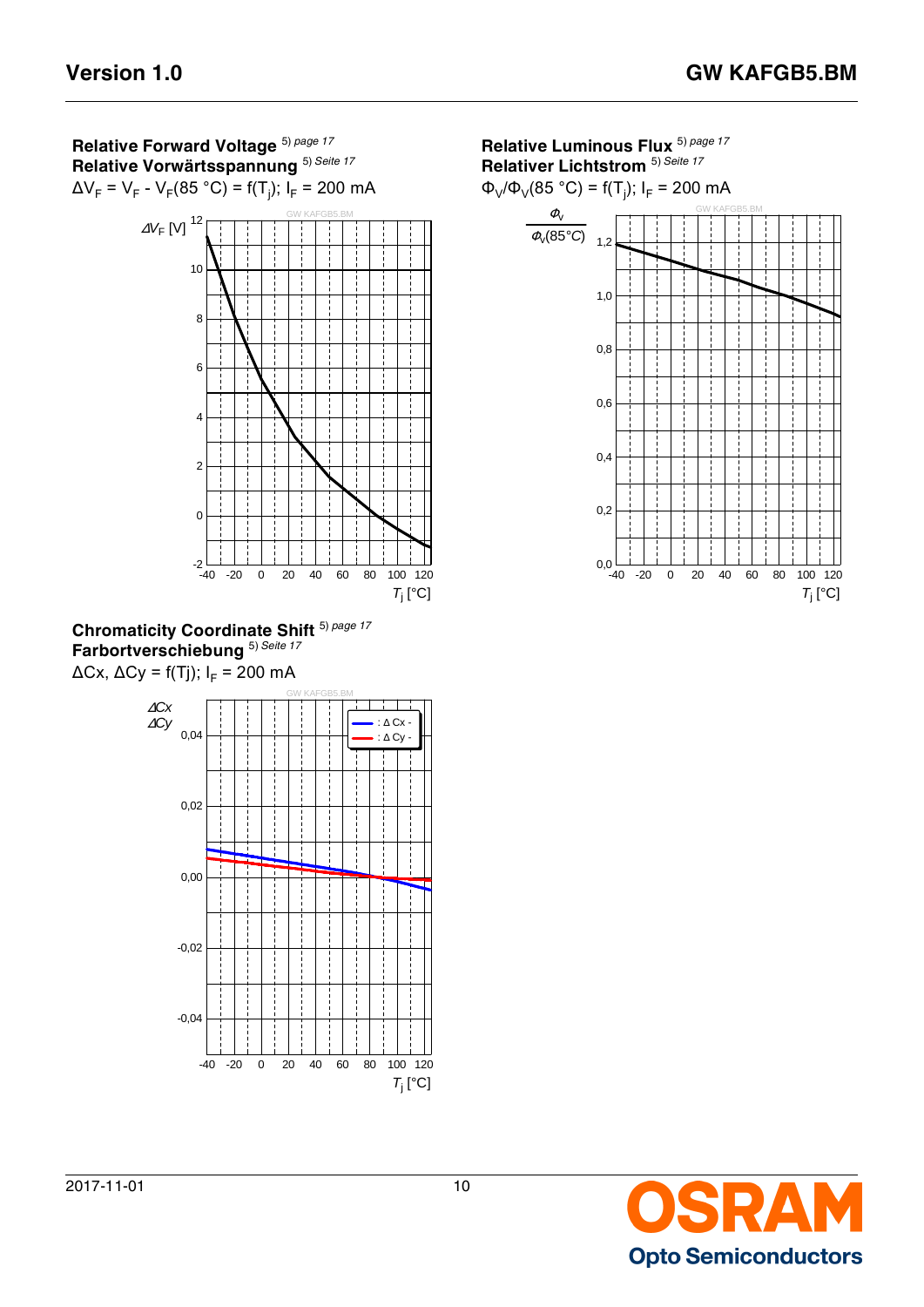### Relative Forward Voltage [5) page 17]
### Relative Vorwärtsspannung [5) Seite 17]

$\Delta V_F = V_F - V_F(85\ °C) = f(T_j)$; $I_F$ = 200 mA

### Relative Luminous Flux [5) page 17]
### Relativer Lichtstrom [5) Seite 17]

$\Phi_V/\Phi_V(85\ °C) = f(T_j)$; $I_F$ = 200 mA

### Chromaticity Coordinate Shift [5) page 17]
### Farbortverschiebung [5) Seite 17]

$\Delta Cx$, $\Delta Cy$ = f(Tj); $I_F$ = 200 mA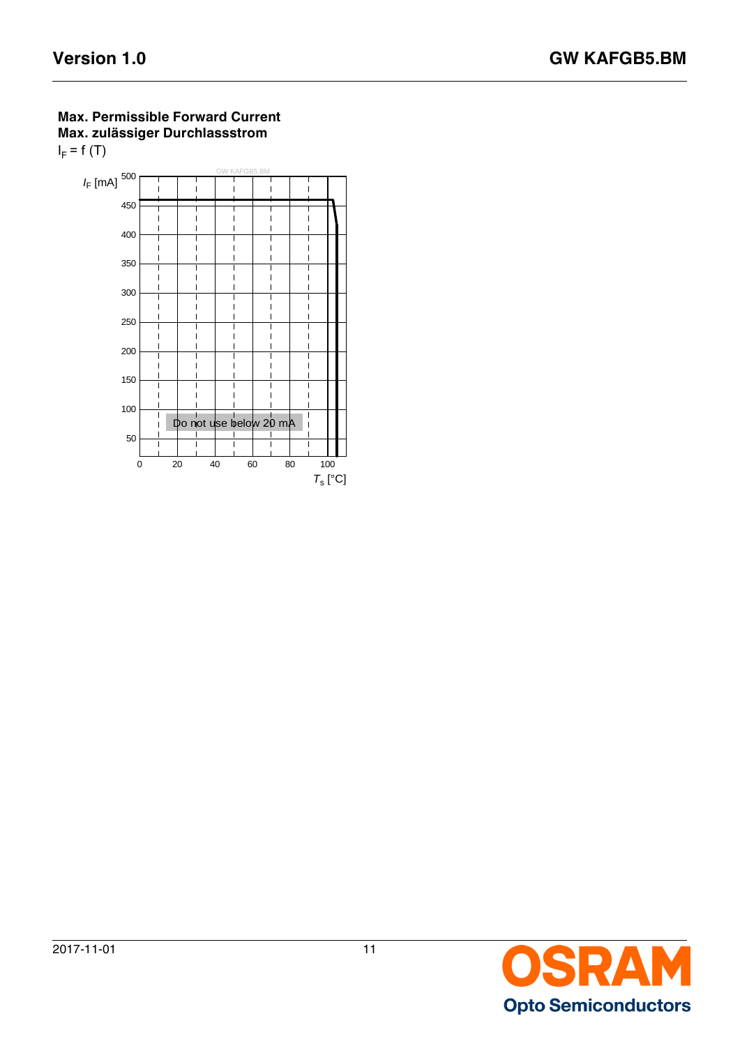**Max. Permissible Forward Current**
**Max. zulässiger Durchlassstrom**

$I_F = f(T)$

$I_F$ [mA]

Do not use below 20 mA

$T_s$ [°C]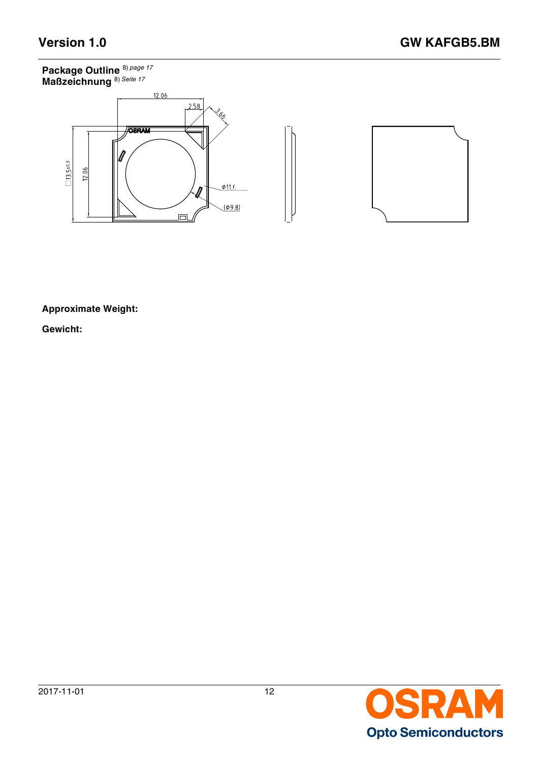**Package Outline** 8) *page 17*
**Maßzeichnung** 8) *Seite 17*

12.06

2.58

3.66

OSRAM

13.5±0.3

12.06

Ø11.f.

(Ø9.8)

**Approximate Weight:**

**Gewicht:**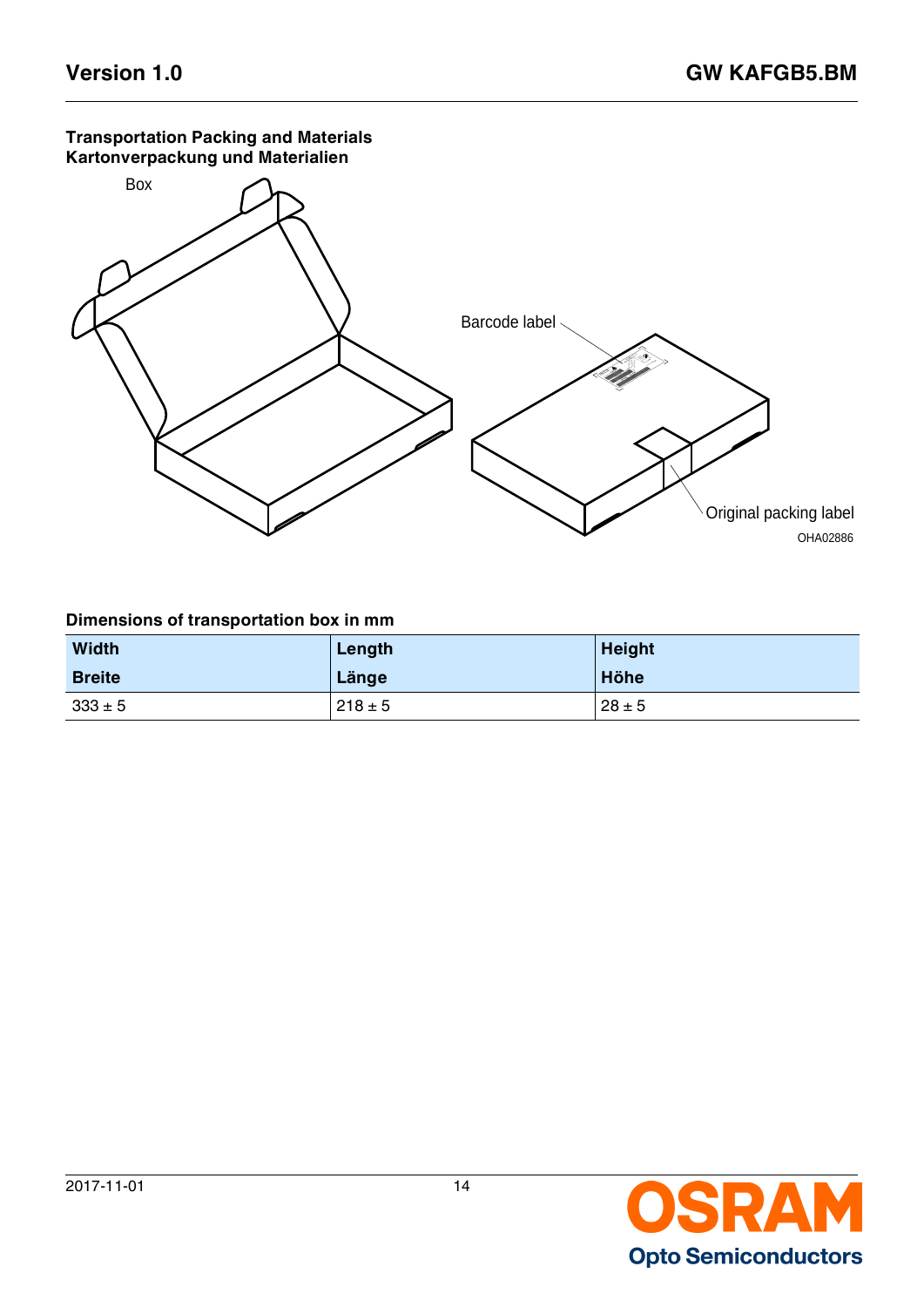### Transportation Packing and Materials
### Kartonverpackung und Materialien

Box

Barcode label

Original packing label

OHA02886

### Dimensions of transportation box in mm

| Width<br>Breite | Length<br>Länge | Height<br>Höhe |
|---|---|---|
| 333 ± 5 | 218 ± 5 | 28 ± 5 |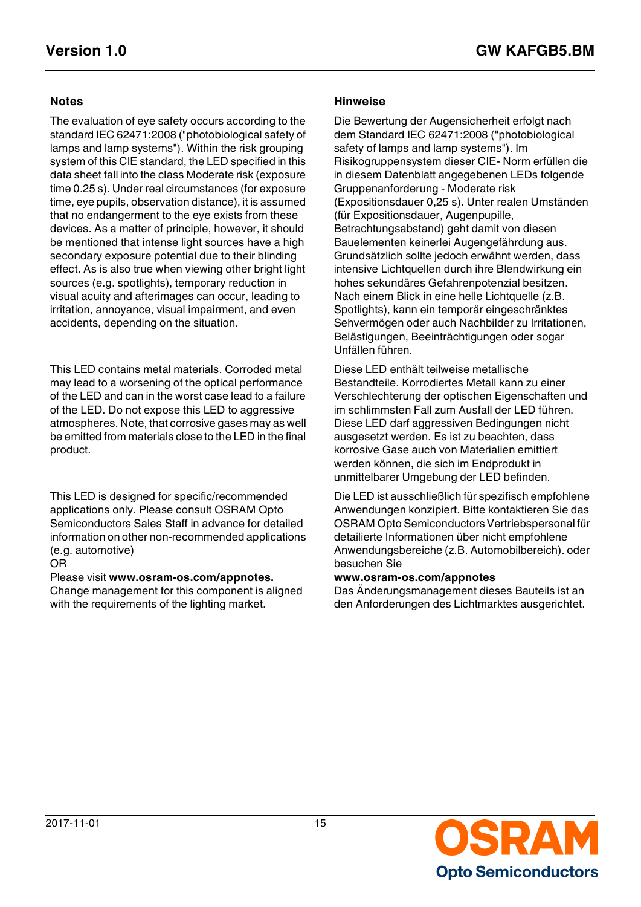## Notes

The evaluation of eye safety occurs according to the standard IEC 62471:2008 ("photobiological safety of lamps and lamp systems"). Within the risk grouping system of this CIE standard, the LED specified in this data sheet fall into the class Moderate risk (exposure time 0.25 s). Under real circumstances (for exposure time, eye pupils, observation distance), it is assumed that no endangerment to the eye exists from these devices. As a matter of principle, however, it should be mentioned that intense light sources have a high secondary exposure potential due to their blinding effect. As is also true when viewing other bright light sources (e.g. spotlights), temporary reduction in visual acuity and afterimages can occur, leading to irritation, annoyance, visual impairment, and even accidents, depending on the situation.

This LED contains metal materials. Corroded metal may lead to a worsening of the optical performance of the LED and can in the worst case lead to a failure of the LED. Do not expose this LED to aggressive atmospheres. Note, that corrosive gases may as well be emitted from materials close to the LED in the final product.

This LED is designed for specific/recommended applications only. Please consult OSRAM Opto Semiconductors Sales Staff in advance for detailed information on other non-recommended applications (e.g. automotive)
OR
Please visit **www.osram-os.com/appnotes.**
Change management for this component is aligned with the requirements of the lighting market.

## Hinweise

Die Bewertung der Augensicherheit erfolgt nach dem Standard IEC 62471:2008 ("photobiological safety of lamps and lamp systems"). Im Risikogruppensystem dieser CIE- Norm erfüllen die in diesem Datenblatt angegebenen LEDs folgende Gruppenanforderung - Moderate risk (Expositionsdauer 0,25 s). Unter realen Umständen (für Expositionsdauer, Augenpupille, Betrachtungsabstand) geht damit von diesen Bauelementen keinerlei Augengefährdung aus. Grundsätzlich sollte jedoch erwähnt werden, dass intensive Lichtquellen durch ihre Blendwirkung ein hohes sekundäres Gefahrenpotenzial besitzen. Nach einem Blick in eine helle Lichtquelle (z.B. Spotlights), kann ein temporär eingeschränktes Sehvermögen oder auch Nachbilder zu Irritationen, Belästigungen, Beeinträchtigungen oder sogar Unfällen führen.

Diese LED enthält teilweise metallische Bestandteile. Korrodiertes Metall kann zu einer Verschlechterung der optischen Eigenschaften und im schlimmsten Fall zum Ausfall der LED führen. Diese LED darf aggressiven Bedingungen nicht ausgesetzt werden. Es ist zu beachten, dass korrosive Gase auch von Materialien emittiert werden können, die sich im Endprodukt in unmittelbarer Umgebung der LED befinden.

Die LED ist ausschließlich für spezifisch empfohlene Anwendungen konzipiert. Bitte kontaktieren Sie das OSRAM Opto Semiconductors Vertriebspersonal für detailierte Informationen über nicht empfohlene Anwendungsbereiche (z.B. Automobilbereich). oder besuchen Sie
**www.osram-os.com/appnotes**
Das Änderungsmanagement dieses Bauteils ist an den Anforderungen des Lichtmarktes ausgerichtet.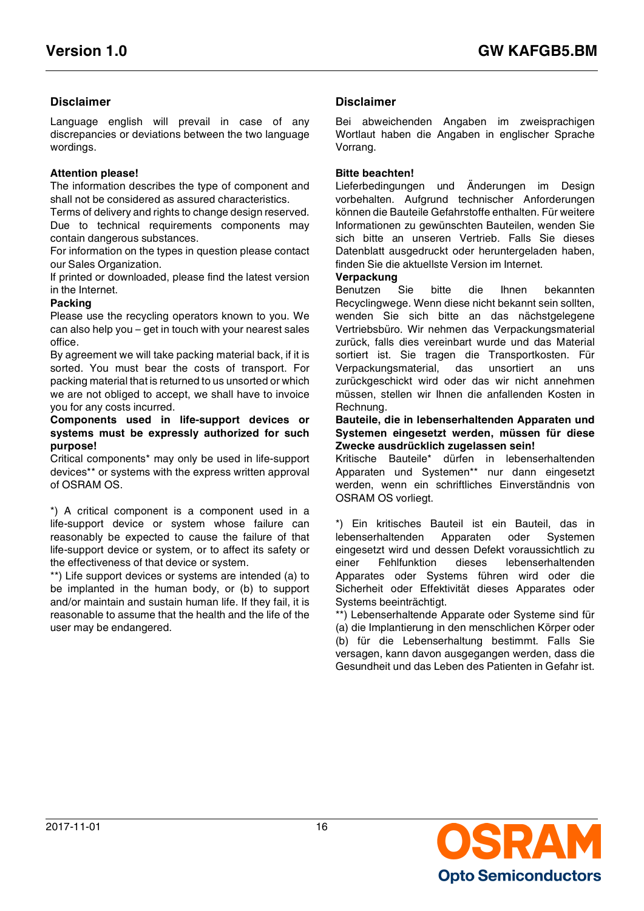## Disclaimer

Language english will prevail in case of any discrepancies or deviations between the two language wordings.

**Attention please!**

The information describes the type of component and shall not be considered as assured characteristics.

Terms of delivery and rights to change design reserved.

Due to technical requirements components may contain dangerous substances.

For information on the types in question please contact our Sales Organization.

If printed or downloaded, please find the latest version in the Internet.

**Packing**

Please use the recycling operators known to you. We can also help you – get in touch with your nearest sales office.

By agreement we will take packing material back, if it is sorted. You must bear the costs of transport. For packing material that is returned to us unsorted or which we are not obliged to accept, we shall have to invoice you for any costs incurred.

**Components used in life-support devices or systems must be expressly authorized for such purpose!**

Critical components* may only be used in life-support devices** or systems with the express written approval of OSRAM OS.

*) A critical component is a component used in a life-support device or system whose failure can reasonably be expected to cause the failure of that life-support device or system, or to affect its safety or the effectiveness of that device or system.

**) Life support devices or systems are intended (a) to be implanted in the human body, or (b) to support and/or maintain and sustain human life. If they fail, it is reasonable to assume that the health and the life of the user may be endangered.

## Disclaimer

Bei abweichenden Angaben im zweisprachigen Wortlaut haben die Angaben in englischer Sprache Vorrang.

**Bitte beachten!**

Lieferbedingungen und Änderungen im Design vorbehalten. Aufgrund technischer Anforderungen können die Bauteile Gefahrstoffe enthalten. Für weitere Informationen zu gewünschten Bauteilen, wenden Sie sich bitte an unseren Vertrieb. Falls Sie dieses Datenblatt ausgedruckt oder heruntergeladen haben, finden Sie die aktuellste Version im Internet.

**Verpackung**

Benutzen Sie bitte die Ihnen bekannten Recyclingwege. Wenn diese nicht bekannt sein sollten, wenden Sie sich bitte an das nächstgelegene Vertriebsbüro. Wir nehmen das Verpackungsmaterial zurück, falls dies vereinbart wurde und das Material sortiert ist. Sie tragen die Transportkosten. Für Verpackungsmaterial, das unsortiert an uns zurückgeschickt wird oder das wir nicht annehmen müssen, stellen wir Ihnen die anfallenden Kosten in Rechnung.

**Bauteile, die in lebenserhaltenden Apparaten und Systemen eingesetzt werden, müssen für diese Zwecke ausdrücklich zugelassen sein!**

Kritische Bauteile* dürfen in lebenserhaltenden Apparaten und Systemen** nur dann eingesetzt werden, wenn ein schriftliches Einverständnis von OSRAM OS vorliegt.

*) Ein kritisches Bauteil ist ein Bauteil, das in lebenserhaltenden Apparaten oder Systemen eingesetzt wird und dessen Defekt voraussichtlich zu einer Fehlfunktion dieses lebenserhaltenden Apparates oder Systems führen wird oder die Sicherheit oder Effektivität dieses Apparates oder Systems beeinträchtigt.

**) Lebenserhaltende Apparate oder Systeme sind für (a) die Implantierung in den menschlichen Körper oder (b) für die Lebenserhaltung bestimmt. Falls Sie versagen, kann davon ausgegangen werden, dass die Gesundheit und das Leben des Patienten in Gefahr ist.